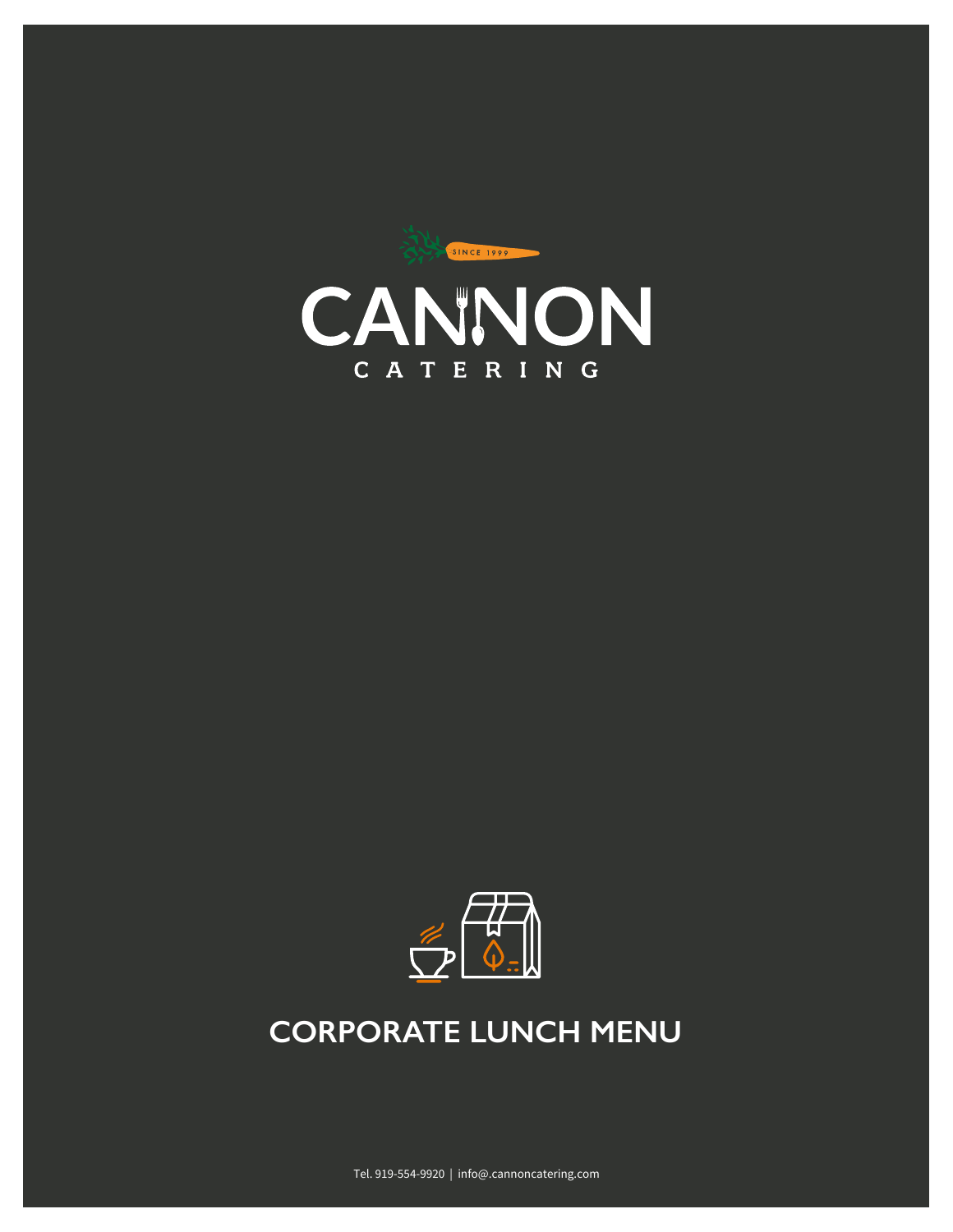SINCE 1999

# CANNON

CATERING

## CORPORATE LUNCH MENU

Tel. 919-554-9920 | info@.cannoncatering.com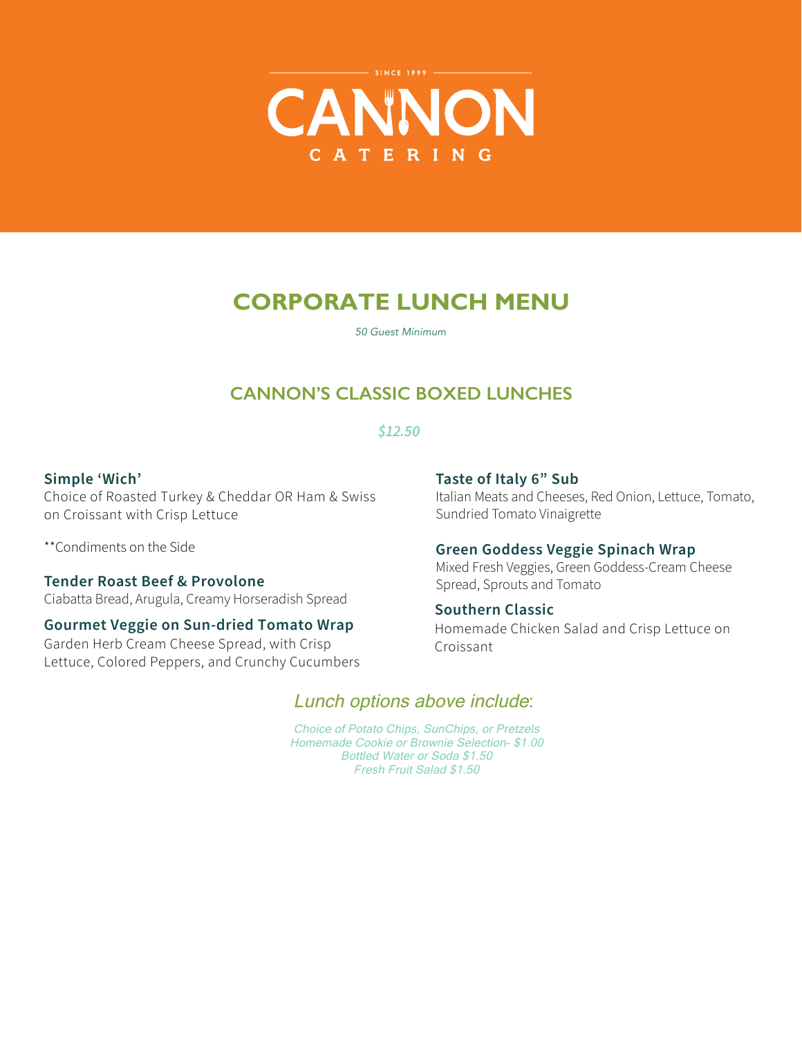SINCE 1999

# CANNON CATERING

## CORPORATE LUNCH MENU

*50 Guest Minimum*

### CANNON'S CLASSIC BOXED LUNCHES

*$12.50*

**Simple 'Wich'**
Choice of Roasted Turkey & Cheddar OR Ham & Swiss on Croissant with Crisp Lettuce

**Condiments on the Side

**Tender Roast Beef & Provolone**
Ciabatta Bread, Arugula, Creamy Horseradish Spread

**Gourmet Veggie on Sun-dried Tomato Wrap**
Garden Herb Cream Cheese Spread, with Crisp Lettuce, Colored Peppers, and Crunchy Cucumbers

**Taste of Italy 6" Sub**
Italian Meats and Cheeses, Red Onion, Lettuce, Tomato, Sundried Tomato Vinaigrette

**Green Goddess Veggie Spinach Wrap**
Mixed Fresh Veggies, Green Goddess-Cream Cheese Spread, Sprouts and Tomato

**Southern Classic**
Homemade Chicken Salad and Crisp Lettuce on Croissant

*Lunch options above include*:

*Choice of Potato Chips, SunChips, or Pretzels*
*Homemade Cookie or Brownie Selection- $1.00*
*Bottled Water or Soda $1.50*
*Fresh Fruit Salad $1.50*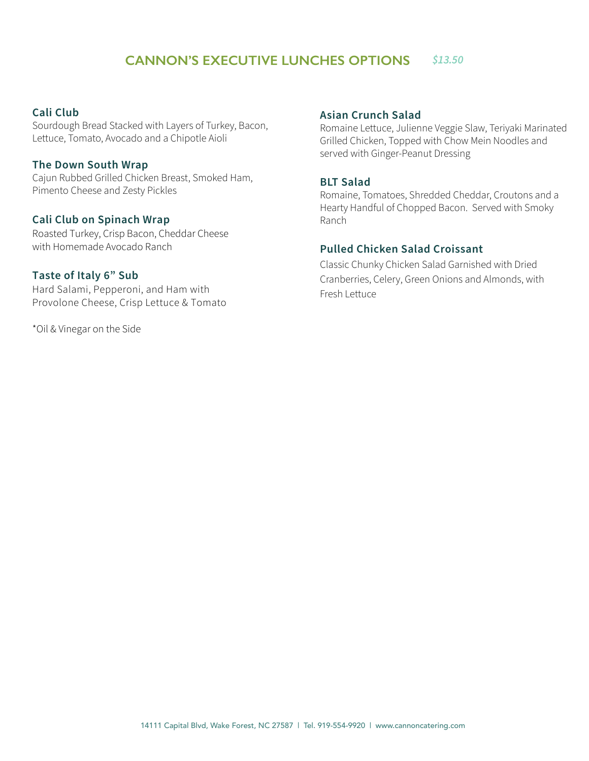## CANNON'S EXECUTIVE LUNCHES OPTIONS *$13.50*

### Cali Club
Sourdough Bread Stacked with Layers of Turkey, Bacon, Lettuce, Tomato, Avocado and a Chipotle Aioli

### The Down South Wrap
Cajun Rubbed Grilled Chicken Breast, Smoked Ham, Pimento Cheese and Zesty Pickles

### Cali Club on Spinach Wrap
Roasted Turkey, Crisp Bacon, Cheddar Cheese with Homemade Avocado Ranch

### Taste of Italy 6" Sub
Hard Salami, Pepperoni, and Ham with Provolone Cheese, Crisp Lettuce & Tomato

*Oil & Vinegar on the Side

### Asian Crunch Salad
Romaine Lettuce, Julienne Veggie Slaw, Teriyaki Marinated Grilled Chicken, Topped with Chow Mein Noodles and served with Ginger-Peanut Dressing

### BLT Salad
Romaine, Tomatoes, Shredded Cheddar, Croutons and a Hearty Handful of Chopped Bacon. Served with Smoky Ranch

### Pulled Chicken Salad Croissant
Classic Chunky Chicken Salad Garnished with Dried Cranberries, Celery, Green Onions and Almonds, with Fresh Lettuce

14111 Capital Blvd, Wake Forest, NC 27587 | Tel. 919-554-9920 | www.cannoncatering.com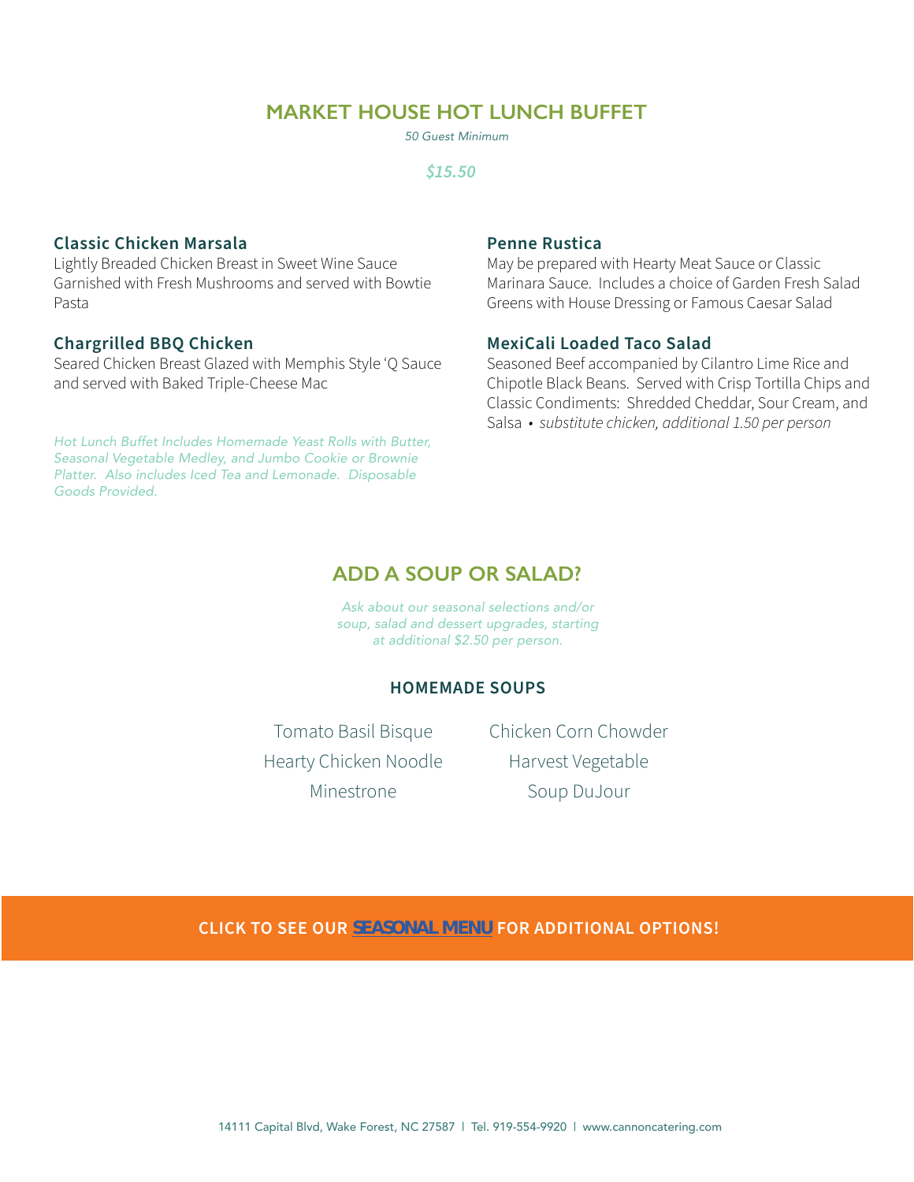## MARKET HOUSE HOT LUNCH BUFFET

*50 Guest Minimum*

*$15.50*

### Classic Chicken Marsala

Lightly Breaded Chicken Breast in Sweet Wine Sauce Garnished with Fresh Mushrooms and served with Bowtie Pasta

### Chargrilled BBQ Chicken

Seared Chicken Breast Glazed with Memphis Style 'Q Sauce and served with Baked Triple-Cheese Mac

*Hot Lunch Buffet Includes Homemade Yeast Rolls with Butter, Seasonal Vegetable Medley, and Jumbo Cookie or Brownie Platter. Also includes Iced Tea and Lemonade. Disposable Goods Provided.*

### Penne Rustica

May be prepared with Hearty Meat Sauce or Classic Marinara Sauce. Includes a choice of Garden Fresh Salad Greens with House Dressing or Famous Caesar Salad

### MexiCali Loaded Taco Salad

Seasoned Beef accompanied by Cilantro Lime Rice and Chipotle Black Beans. Served with Crisp Tortilla Chips and Classic Condiments: Shredded Cheddar, Sour Cream, and Salsa • *substitute chicken, additional 1.50 per person*

## ADD A SOUP OR SALAD?

*Ask about our seasonal selections and/or soup, salad and dessert upgrades, starting at additional $2.50 per person.*

### HOMEMADE SOUPS

Tomato Basil Bisque

Hearty Chicken Noodle

Minestrone

Chicken Corn Chowder

Harvest Vegetable

Soup DuJour

**CLICK TO SEE OUR SEASONAL MENU FOR ADDITIONAL OPTIONS!**

14111 Capital Blvd, Wake Forest, NC 27587 | Tel. 919-554-9920 | www.cannoncatering.com